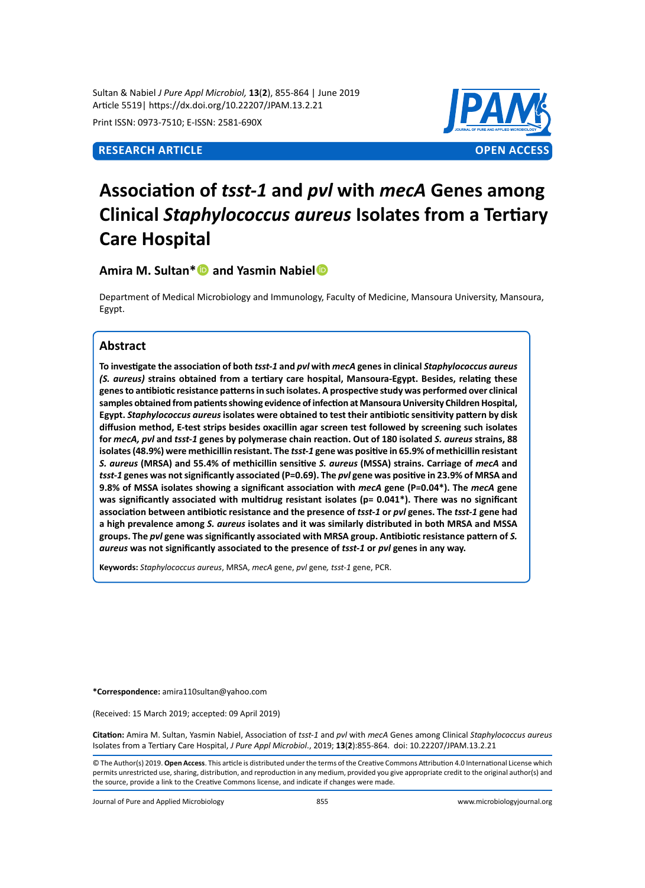Sultan & Nabiel *J Pure Appl Microbiol,* **13**(**2**), 855-864 | June 2019
Article 5519| https://dx.doi.org/10.22207/JPAM.13.2.21

Print ISSN: 0973-7510; E-ISSN: 2581-690X

**RESEARCH ARTICLE** **OPEN ACCESS**

# Association of *tsst-1* and *pvl* with *mecA* Genes among Clinical *Staphylococcus aureus* Isolates from a Tertiary Care Hospital

**Amira M. Sultan\* and Yasmin Nabiel**

Department of Medical Microbiology and Immunology, Faculty of Medicine, Mansoura University, Mansoura, Egypt.

## Abstract

**To investigate the association of both *tsst-1* and *pvl* with *mecA* genes in clinical *Staphylococcus aureus (S. aureus)* strains obtained from a tertiary care hospital, Mansoura-Egypt. Besides, relating these genes to antibiotic resistance patterns in such isolates. A prospective study was performed over clinical samples obtained from patients showing evidence of infection at Mansoura University Children Hospital, Egypt. *Staphylococcus aureus* isolates were obtained to test their antibiotic sensitivity pattern by disk diffusion method, E-test strips besides oxacillin agar screen test followed by screening such isolates for *mecA, pvl* and *tsst-1* genes by polymerase chain reaction. Out of 180 isolated *S. aureus* strains, 88 isolates (48.9%) were methicillin resistant. The *tsst-1* gene was positive in 65.9% of methicillin resistant *S. aureus* (MRSA) and 55.4% of methicillin sensitive *S. aureus* (MSSA) strains. Carriage of *mecA* and *tsst-1* genes was not significantly associated (P=0.69). The *pvl* gene was positive in 23.9% of MRSA and 9.8% of MSSA isolates showing a significant association with *mecA* gene (P=0.04\*). The *mecA* gene was significantly associated with multidrug resistant isolates (p= 0.041\*). There was no significant association between antibiotic resistance and the presence of *tsst-1* or *pvl* genes. The *tsst-1* gene had a high prevalence among *S. aureus* isolates and it was similarly distributed in both MRSA and MSSA groups. The *pvl* gene was significantly associated with MRSA group. Antibiotic resistance pattern of *S. aureus* was not significantly associated to the presence of *tsst-1* or *pvl* genes in any way.**

**Keywords:** *Staphylococcus aureus*, MRSA, *mecA* gene, *pvl* gene, *tsst-1* gene, PCR.

**\*Correspondence:** amira110sultan@yahoo.com

(Received: 15 March 2019; accepted: 09 April 2019)

**Citation:** Amira M. Sultan, Yasmin Nabiel, Association of *tsst-1* and *pvl* with *mecA* Genes among Clinical *Staphylococcus aureus* Isolates from a Tertiary Care Hospital, *J Pure Appl Microbiol*., 2019; **13**(**2**):855-864. doi: 10.22207/JPAM.13.2.21

© The Author(s) 2019. **Open Access**. This article is distributed under the terms of the Creative Commons Attribution 4.0 International License which permits unrestricted use, sharing, distribution, and reproduction in any medium, provided you give appropriate credit to the original author(s) and the source, provide a link to the Creative Commons license, and indicate if changes were made.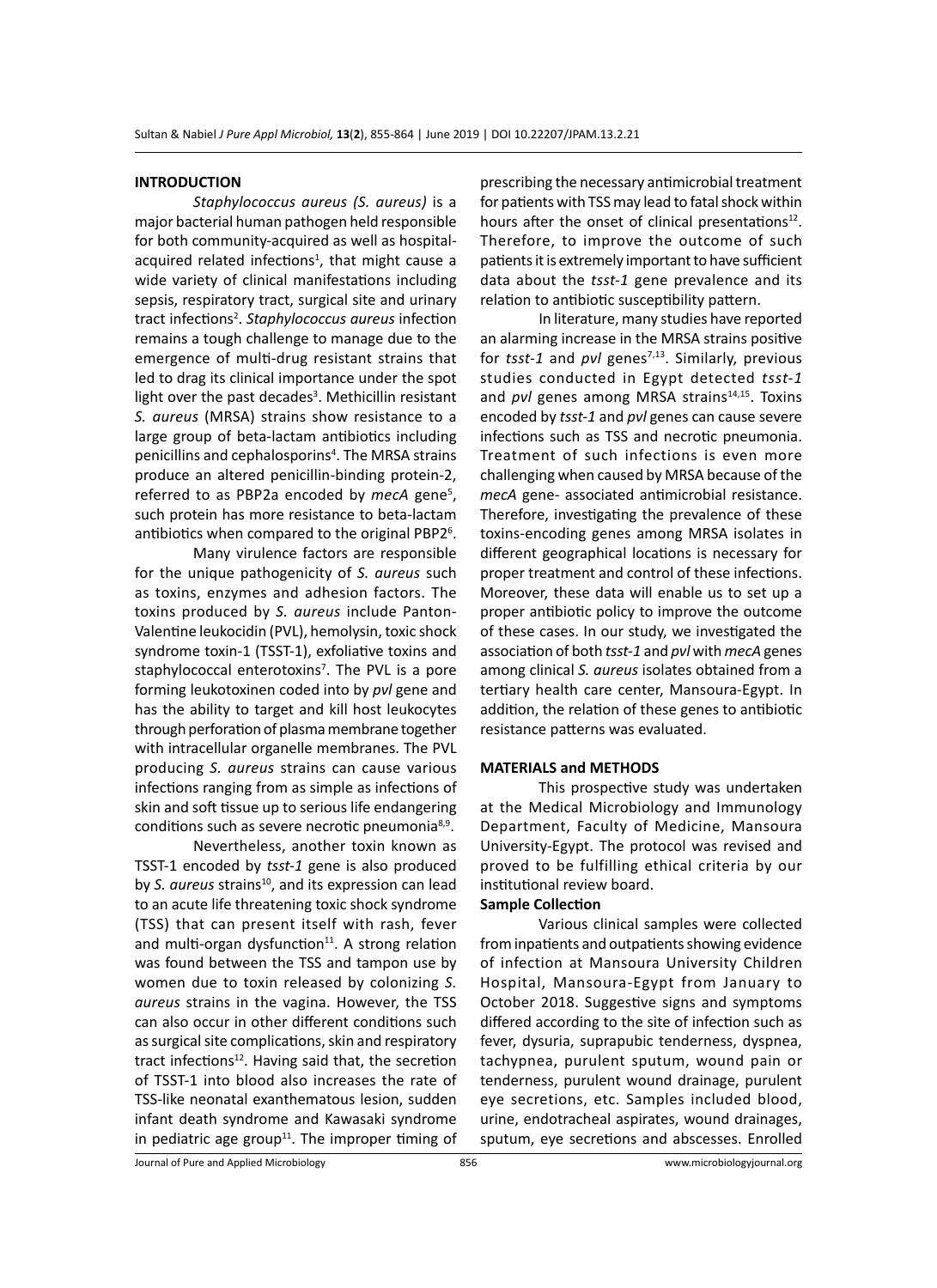## INTRODUCTION

*Staphylococcus aureus (S. aureus)* is a major bacterial human pathogen held responsible for both community-acquired as well as hospital-acquired related infections[1], that might cause a wide variety of clinical manifestations including sepsis, respiratory tract, surgical site and urinary tract infections[2]. *Staphylococcus aureus* infection remains a tough challenge to manage due to the emergence of multi-drug resistant strains that led to drag its clinical importance under the spot light over the past decades[3]. Methicillin resistant *S. aureus* (MRSA) strains show resistance to a large group of beta-lactam antibiotics including penicillins and cephalosporins[4]. The MRSA strains produce an altered penicillin-binding protein-2, referred to as PBP2a encoded by *mecA* gene[5], such protein has more resistance to beta-lactam antibiotics when compared to the original PBP2[6].

Many virulence factors are responsible for the unique pathogenicity of *S. aureus* such as toxins, enzymes and adhesion factors. The toxins produced by *S. aureus* include Panton-Valentine leukocidin (PVL), hemolysin, toxic shock syndrome toxin-1 (TSST-1), exfoliative toxins and staphylococcal enterotoxins[7]. The PVL is a pore forming leukotoxinen coded into by *pvl* gene and has the ability to target and kill host leukocytes through perforation of plasma membrane together with intracellular organelle membranes. The PVL producing *S. aureus* strains can cause various infections ranging from as simple as infections of skin and soft tissue up to serious life endangering conditions such as severe necrotic pneumonia[8,9].

Nevertheless, another toxin known as TSST-1 encoded by *tsst-1* gene is also produced by *S. aureus* strains[10], and its expression can lead to an acute life threatening toxic shock syndrome (TSS) that can present itself with rash, fever and multi-organ dysfunction[11]. A strong relation was found between the TSS and tampon use by women due to toxin released by colonizing *S. aureus* strains in the vagina. However, the TSS can also occur in other different conditions such as surgical site complications, skin and respiratory tract infections[12]. Having said that, the secretion of TSST-1 into blood also increases the rate of TSS-like neonatal exanthematous lesion, sudden infant death syndrome and Kawasaki syndrome in pediatric age group[11]. The improper timing of prescribing the necessary antimicrobial treatment for patients with TSS may lead to fatal shock within hours after the onset of clinical presentations[12]. Therefore, to improve the outcome of such patients it is extremely important to have sufficient data about the *tsst-1* gene prevalence and its relation to antibiotic susceptibility pattern.

In literature, many studies have reported an alarming increase in the MRSA strains positive for *tsst-1* and *pvl* genes[7,13]. Similarly, previous studies conducted in Egypt detected *tsst-1* and *pvl* genes among MRSA strains[14,15]. Toxins encoded by *tsst-1* and *pvl* genes can cause severe infections such as TSS and necrotic pneumonia. Treatment of such infections is even more challenging when caused by MRSA because of the *mecA* gene- associated antimicrobial resistance. Therefore, investigating the prevalence of these toxins-encoding genes among MRSA isolates in different geographical locations is necessary for proper treatment and control of these infections. Moreover, these data will enable us to set up a proper antibiotic policy to improve the outcome of these cases. In our study, we investigated the association of both *tsst-1* and *pvl* with *mecA* genes among clinical *S. aureus* isolates obtained from a tertiary health care center, Mansoura-Egypt. In addition, the relation of these genes to antibiotic resistance patterns was evaluated.

## MATERIALS and METHODS

This prospective study was undertaken at the Medical Microbiology and Immunology Department, Faculty of Medicine, Mansoura University-Egypt. The protocol was revised and proved to be fulfilling ethical criteria by our institutional review board.

### Sample Collection

Various clinical samples were collected from inpatients and outpatients showing evidence of infection at Mansoura University Children Hospital, Mansoura-Egypt from January to October 2018. Suggestive signs and symptoms differed according to the site of infection such as fever, dysuria, suprapubic tenderness, dyspnea, tachypnea, purulent sputum, wound pain or tenderness, purulent wound drainage, purulent eye secretions, etc. Samples included blood, urine, endotracheal aspirates, wound drainages, sputum, eye secretions and abscesses. Enrolled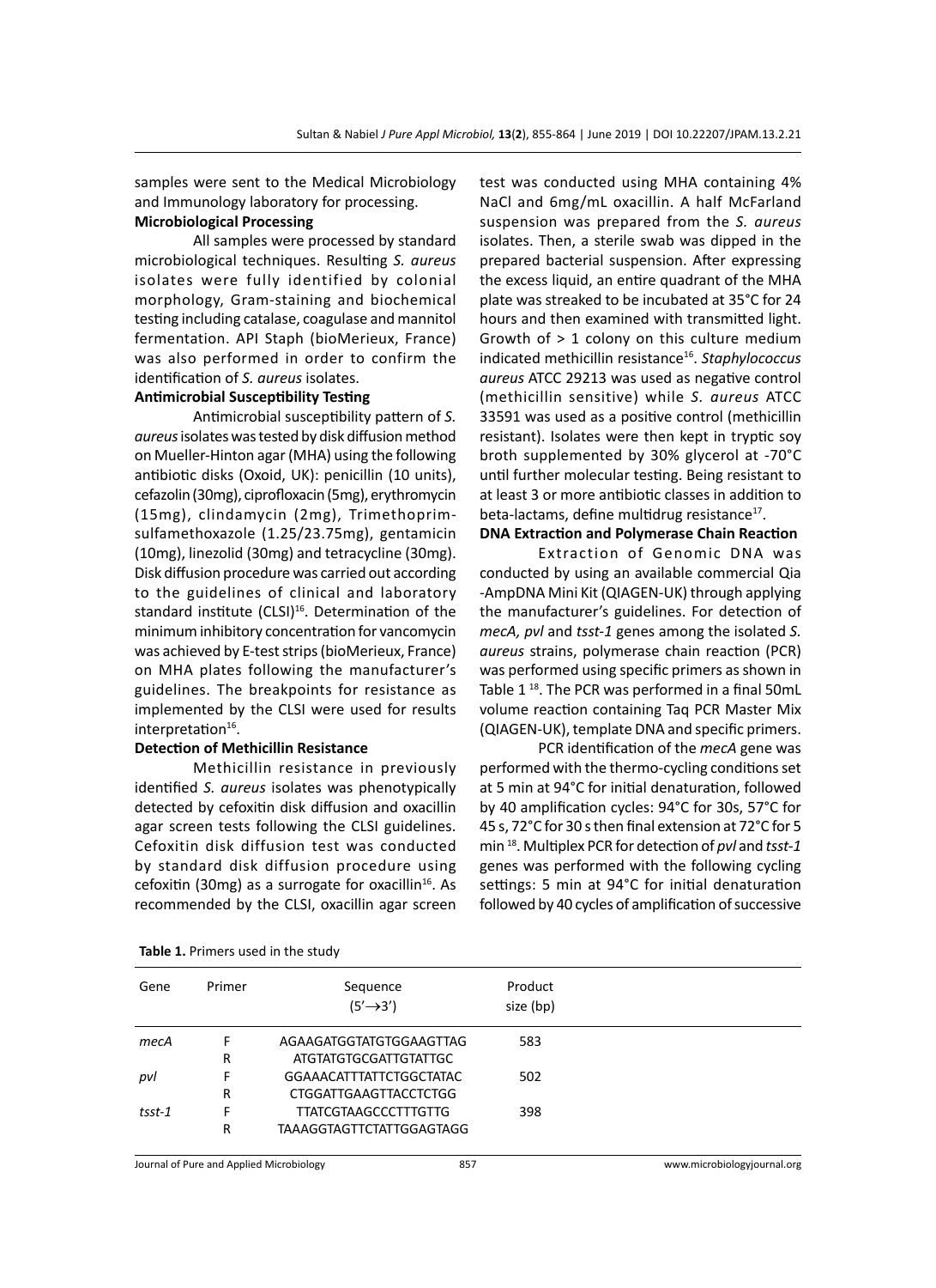samples were sent to the Medical Microbiology and Immunology laboratory for processing.

### Microbiological Processing

All samples were processed by standard microbiological techniques. Resulting *S. aureus* isolates were fully identified by colonial morphology, Gram-staining and biochemical testing including catalase, coagulase and mannitol fermentation. API Staph (bioMerieux, France) was also performed in order to confirm the identification of *S. aureus* isolates.

### Antimicrobial Susceptibility Testing

Antimicrobial susceptibility pattern of *S. aureus* isolates was tested by disk diffusion method on Mueller-Hinton agar (MHA) using the following antibiotic disks (Oxoid, UK): penicillin (10 units), cefazolin (30mg), ciprofloxacin (5mg), erythromycin (15mg), clindamycin (2mg), Trimethoprim-sulfamethoxazole (1.25/23.75mg), gentamicin (10mg), linezolid (30mg) and tetracycline (30mg). Disk diffusion procedure was carried out according to the guidelines of clinical and laboratory standard institute (CLSI)[16]. Determination of the minimum inhibitory concentration for vancomycin was achieved by E-test strips (bioMerieux, France) on MHA plates following the manufacturer's guidelines. The breakpoints for resistance as implemented by the CLSI were used for results interpretation[16].

### Detection of Methicillin Resistance

Methicillin resistance in previously identified *S. aureus* isolates was phenotypically detected by cefoxitin disk diffusion and oxacillin agar screen tests following the CLSI guidelines. Cefoxitin disk diffusion test was conducted by standard disk diffusion procedure using cefoxitin (30mg) as a surrogate for oxacillin[16]. As recommended by the CLSI, oxacillin agar screen test was conducted using MHA containing 4% NaCl and 6mg/mL oxacillin. A half McFarland suspension was prepared from the *S. aureus* isolates. Then, a sterile swab was dipped in the prepared bacterial suspension. After expressing the excess liquid, an entire quadrant of the MHA plate was streaked to be incubated at 35°C for 24 hours and then examined with transmitted light. Growth of > 1 colony on this culture medium indicated methicillin resistance[16]. *Staphylococcus aureus* ATCC 29213 was used as negative control (methicillin sensitive) while *S. aureus* ATCC 33591 was used as a positive control (methicillin resistant). Isolates were then kept in tryptic soy broth supplemented by 30% glycerol at -70°C until further molecular testing. Being resistant to at least 3 or more antibiotic classes in addition to beta-lactams, define multidrug resistance[17].

### DNA Extraction and Polymerase Chain Reaction

Extraction of Genomic DNA was conducted by using an available commercial Qia -AmpDNA Mini Kit (QIAGEN-UK) through applying the manufacturer's guidelines. For detection of *mecA, pvl* and *tsst-1* genes among the isolated *S. aureus* strains, polymerase chain reaction (PCR) was performed using specific primers as shown in Table 1 [18]. The PCR was performed in a final 50mL volume reaction containing Taq PCR Master Mix (QIAGEN-UK), template DNA and specific primers.

PCR identification of the *mecA* gene was performed with the thermo-cycling conditions set at 5 min at 94°C for initial denaturation, followed by 40 amplification cycles: 94°C for 30s, 57°C for 45 s, 72°C for 30 s then final extension at 72°C for 5 min [18]. Multiplex PCR for detection of *pvl* and *tsst-1* genes was performed with the following cycling settings: 5 min at 94°C for initial denaturation followed by 40 cycles of amplification of successive

**Table 1.** Primers used in the study

| Gene | Primer | Sequence (5'→3') | Product size (bp) |
|---|---|---|---|
| *mecA* | F | AGAAGATGGTATGTGGAAGTTAG | 583 |
| | R | ATGTATGTGCGATTGTATTGC | |
| *pvl* | F | GGAAACATTTATTCTGGCTATAC | 502 |
| | R | CTGGATTGAAGTTACCTCTGG | |
| *tsst-1* | F | TTATCGTAAGCCCTTTGTTG | 398 |
| | R | TAAAGGTAGTTCTATTGGAGTAGG | |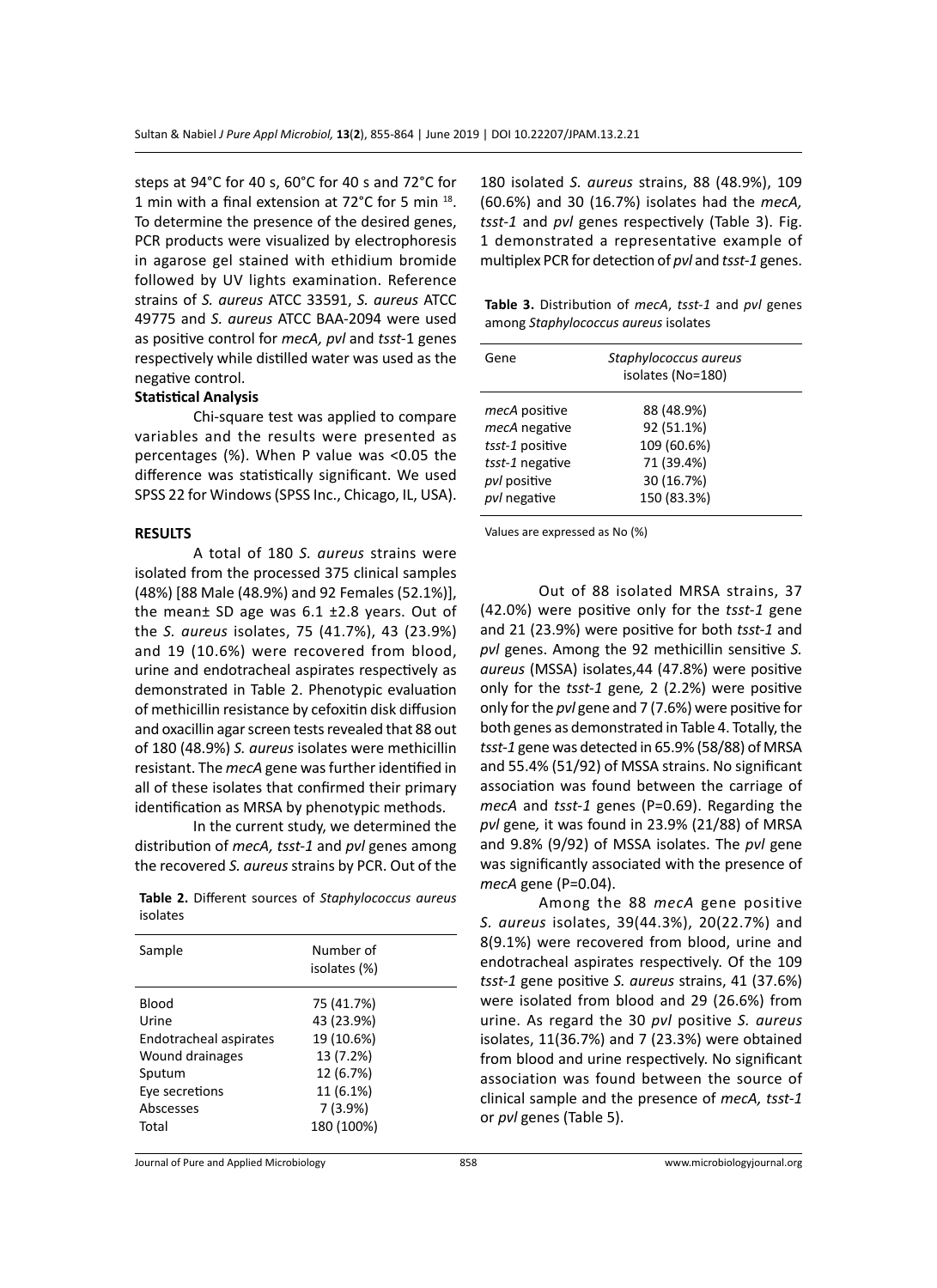steps at 94°C for 40 s, 60°C for 40 s and 72°C for 1 min with a final extension at 72°C for 5 min [18]. To determine the presence of the desired genes, PCR products were visualized by electrophoresis in agarose gel stained with ethidium bromide followed by UV lights examination. Reference strains of *S. aureus* ATCC 33591, *S. aureus* ATCC 49775 and *S. aureus* ATCC BAA-2094 were used as positive control for *mecA, pvl* and *tsst*-1 genes respectively while distilled water was used as the negative control.

**Statistical Analysis**

Chi-square test was applied to compare variables and the results were presented as percentages (%). When P value was <0.05 the difference was statistically significant. We used SPSS 22 for Windows (SPSS Inc., Chicago, IL, USA).

## RESULTS

A total of 180 *S. aureus* strains were isolated from the processed 375 clinical samples (48%) [88 Male (48.9%) and 92 Females (52.1%)], the mean± SD age was 6.1 ±2.8 years. Out of the *S. aureus* isolates, 75 (41.7%), 43 (23.9%) and 19 (10.6%) were recovered from blood, urine and endotracheal aspirates respectively as demonstrated in Table 2. Phenotypic evaluation of methicillin resistance by cefoxitin disk diffusion and oxacillin agar screen tests revealed that 88 out of 180 (48.9%) *S. aureus* isolates were methicillin resistant. The *mecA* gene was further identified in all of these isolates that confirmed their primary identification as MRSA by phenotypic methods.

In the current study, we determined the distribution of *mecA, tsst-1* and *pvl* genes among the recovered *S. aureus* strains by PCR. Out of the 180 isolated *S. aureus* strains, 88 (48.9%), 109 (60.6%) and 30 (16.7%) isolates had the *mecA, tsst-1* and *pvl* genes respectively (Table 3). Fig. 1 demonstrated a representative example of multiplex PCR for detection of *pvl* and *tsst-1* genes.

**Table 2.** Different sources of *Staphylococcus aureus* isolates

| Sample | Number of isolates (%) |
|---|---|
| Blood | 75 (41.7%) |
| Urine | 43 (23.9%) |
| Endotracheal aspirates | 19 (10.6%) |
| Wound drainages | 13 (7.2%) |
| Sputum | 12 (6.7%) |
| Eye secretions | 11 (6.1%) |
| Abscesses | 7 (3.9%) |
| Total | 180 (100%) |

**Table 3.** Distribution of *mecA*, *tsst-1* and *pvl* genes among *Staphylococcus aureus* isolates

| Gene | *Staphylococcus aureus* isolates (No=180) |
|---|---|
| *mecA* positive | 88 (48.9%) |
| *mecA* negative | 92 (51.1%) |
| *tsst-1* positive | 109 (60.6%) |
| *tsst-1* negative | 71 (39.4%) |
| *pvl* positive | 30 (16.7%) |
| *pvl* negative | 150 (83.3%) |

Values are expressed as No (%)

Out of 88 isolated MRSA strains, 37 (42.0%) were positive only for the *tsst-1* gene and 21 (23.9%) were positive for both *tsst-1* and *pvl* genes. Among the 92 methicillin sensitive *S. aureus* (MSSA) isolates,44 (47.8%) were positive only for the *tsst-1* gene*,* 2 (2.2%) were positive only for the *pvl* gene and 7 (7.6%) were positive for both genes as demonstrated in Table 4. Totally, the *tsst-1* gene was detected in 65.9% (58/88) of MRSA and 55.4% (51/92) of MSSA strains. No significant association was found between the carriage of *mecA* and *tsst-1* genes (P=0.69). Regarding the *pvl* gene*,* it was found in 23.9% (21/88) of MRSA and 9.8% (9/92) of MSSA isolates. The *pvl* gene was significantly associated with the presence of *mecA* gene (P=0.04).

Among the 88 *mecA* gene positive *S. aureus* isolates, 39(44.3%), 20(22.7%) and 8(9.1%) were recovered from blood, urine and endotracheal aspirates respectively. Of the 109 *tsst-1* gene positive *S. aureus* strains, 41 (37.6%) were isolated from blood and 29 (26.6%) from urine. As regard the 30 *pvl* positive *S. aureus* isolates, 11(36.7%) and 7 (23.3%) were obtained from blood and urine respectively. No significant association was found between the source of clinical sample and the presence of *mecA, tsst-1* or *pvl* genes (Table 5).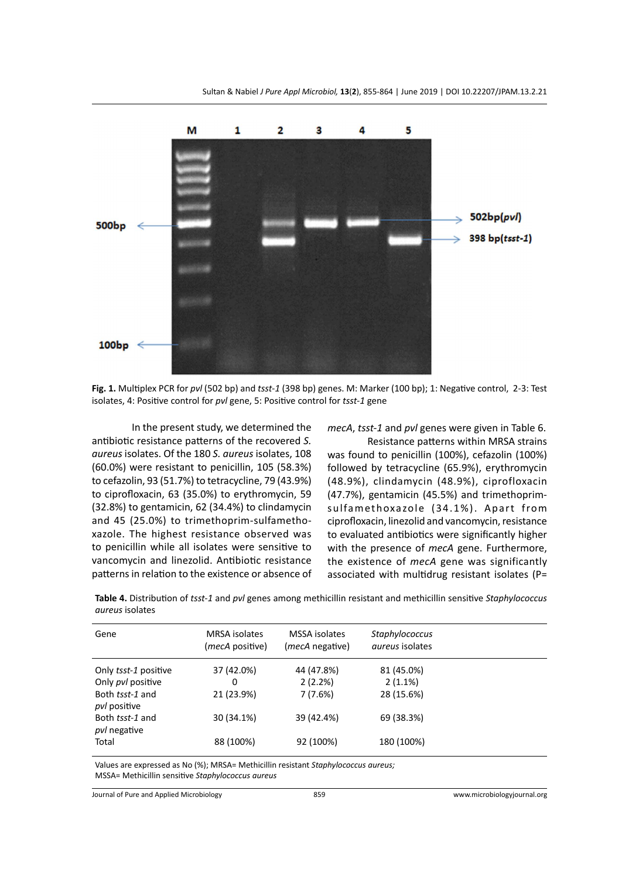M 1 2 3 4 5

500bp

100bp

502bp(*pvl*)

398 bp(*tsst-1*)

**Fig. 1.** Multiplex PCR for *pvl* (502 bp) and *tsst-1* (398 bp) genes. M: Marker (100 bp); 1: Negative control, 2-3: Test isolates, 4: Positive control for *pvl* gene, 5: Positive control for *tsst-1* gene

In the present study, we determined the antibiotic resistance patterns of the recovered *S. aureus* isolates. Of the 180 *S. aureus* isolates, 108 (60.0%) were resistant to penicillin, 105 (58.3%) to cefazolin, 93 (51.7%) to tetracycline, 79 (43.9%) to ciprofloxacin, 63 (35.0%) to erythromycin, 59 (32.8%) to gentamicin, 62 (34.4%) to clindamycin and 45 (25.0%) to trimethoprim-sulfamethoxazole. The highest resistance observed was to penicillin while all isolates were sensitive to vancomycin and linezolid. Antibiotic resistance patterns in relation to the existence or absence of *mecA*, *tsst-1* and *pvl* genes were given in Table 6.

Resistance patterns within MRSA strains was found to penicillin (100%), cefazolin (100%) followed by tetracycline (65.9%), erythromycin (48.9%), clindamycin (48.9%), ciprofloxacin (47.7%), gentamicin (45.5%) and trimethoprim-sulfamethoxazole (34.1%). Apart from ciprofloxacin, linezolid and vancomycin, resistance to evaluated antibiotics were significantly higher with the presence of *mecA* gene. Furthermore, the existence of *mecA* gene was significantly associated with multidrug resistant isolates (P=

**Table 4.** Distribution of *tsst-1* and *pvl* genes among methicillin resistant and methicillin sensitive *Staphylococcus aureus* isolates

| Gene | MRSA isolates (*mecA* positive) | MSSA isolates (*mecA* negative) | *Staphylococcus aureus* isolates |
|---|---|---|---|
| Only *tsst-1* positive | 37 (42.0%) | 44 (47.8%) | 81 (45.0%) |
| Only *pvl* positive | 0 | 2 (2.2%) | 2 (1.1%) |
| Both *tsst-1* and *pvl* positive | 21 (23.9%) | 7 (7.6%) | 28 (15.6%) |
| Both *tsst-1* and *pvl* negative | 30 (34.1%) | 39 (42.4%) | 69 (38.3%) |
| Total | 88 (100%) | 92 (100%) | 180 (100%) |

Values are expressed as No (%); MRSA= Methicillin resistant *Staphylococcus aureus;* MSSA= Methicillin sensitive *Staphylococcus aureus*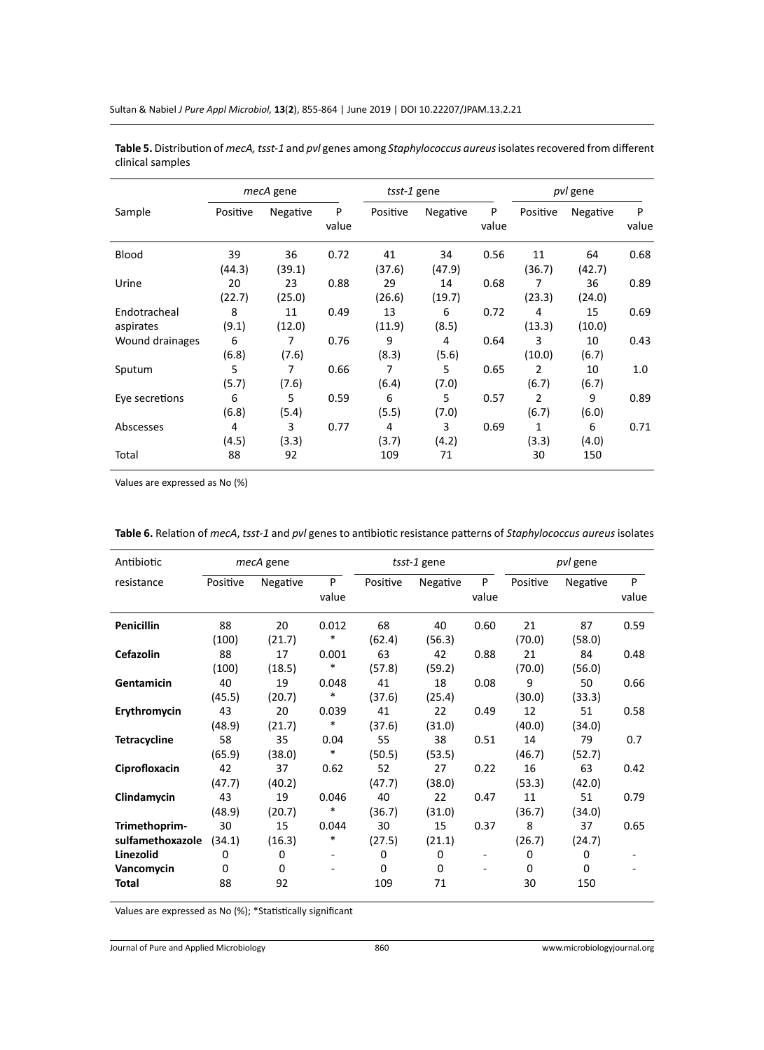**Table 5.** Distribution of *mecA, tsst-1* and *pvl* genes among *Staphylococcus aureus* isolates recovered from different clinical samples

| Sample | *mecA* gene | | | *tsst-1* gene | | | *pvl* gene | | |
|---|---|---|---|---|---|---|---|---|---|
| | Positive | Negative | P value | Positive | Negative | P value | Positive | Negative | P value |
| Blood | 39 (44.3) | 36 (39.1) | 0.72 | 41 (37.6) | 34 (47.9) | 0.56 | 11 (36.7) | 64 (42.7) | 0.68 |
| Urine | 20 (22.7) | 23 (25.0) | 0.88 | 29 (26.6) | 14 (19.7) | 0.68 | 7 (23.3) | 36 (24.0) | 0.89 |
| Endotracheal aspirates | 8 (9.1) | 11 (12.0) | 0.49 | 13 (11.9) | 6 (8.5) | 0.72 | 4 (13.3) | 15 (10.0) | 0.69 |
| Wound drainages | 6 (6.8) | 7 (7.6) | 0.76 | 9 (8.3) | 4 (5.6) | 0.64 | 3 (10.0) | 10 (6.7) | 0.43 |
| Sputum | 5 (5.7) | 7 (7.6) | 0.66 | 7 (6.4) | 5 (7.0) | 0.65 | 2 (6.7) | 10 (6.7) | 1.0 |
| Eye secretions | 6 (6.8) | 5 (5.4) | 0.59 | 6 (5.5) | 5 (7.0) | 0.57 | 2 (6.7) | 9 (6.0) | 0.89 |
| Abscesses | 4 (4.5) | 3 (3.3) | 0.77 | 4 (3.7) | 3 (4.2) | 0.69 | 1 (3.3) | 6 (4.0) | 0.71 |
| Total | 88 | 92 | | 109 | 71 | | 30 | 150 | |

Values are expressed as No (%)

**Table 6.** Relation of *mecA*, *tsst-1* and *pvl* genes to antibiotic resistance patterns of *Staphylococcus aureus* isolates

| Antibiotic resistance | *mecA* gene | | | *tsst-1* gene | | | *pvl* gene | | |
|---|---|---|---|---|---|---|---|---|---|
| | Positive | Negative | P value | Positive | Negative | P value | Positive | Negative | P value |
| **Penicillin** | 88 (100) | 20 (21.7) | 0.012 * | 68 (62.4) | 40 (56.3) | 0.60 | 21 (70.0) | 87 (58.0) | 0.59 |
| **Cefazolin** | 88 (100) | 17 (18.5) | 0.001 * | 63 (57.8) | 42 (59.2) | 0.88 | 21 (70.0) | 84 (56.0) | 0.48 |
| **Gentamicin** | 40 (45.5) | 19 (20.7) | 0.048 * | 41 (37.6) | 18 (25.4) | 0.08 | 9 (30.0) | 50 (33.3) | 0.66 |
| **Erythromycin** | 43 (48.9) | 20 (21.7) | 0.039 * | 41 (37.6) | 22 (31.0) | 0.49 | 12 (40.0) | 51 (34.0) | 0.58 |
| **Tetracycline** | 58 (65.9) | 35 (38.0) | 0.04 * | 55 (50.5) | 38 (53.5) | 0.51 | 14 (46.7) | 79 (52.7) | 0.7 |
| **Ciprofloxacin** | 42 (47.7) | 37 (40.2) | 0.62 | 52 (47.7) | 27 (38.0) | 0.22 | 16 (53.3) | 63 (42.0) | 0.42 |
| **Clindamycin** | 43 (48.9) | 19 (20.7) | 0.046 * | 40 (36.7) | 22 (31.0) | 0.47 | 11 (36.7) | 51 (34.0) | 0.79 |
| **Trimethoprim-sulfamethoxazole** | 30 (34.1) | 15 (16.3) | 0.044 * | 30 (27.5) | 15 (21.1) | 0.37 | 8 (26.7) | 37 (24.7) | 0.65 |
| **Linezolid** | 0 | 0 | - | 0 | 0 | - | 0 | 0 | - |
| **Vancomycin** | 0 | 0 | - | 0 | 0 | - | 0 | 0 | - |
| **Total** | 88 | 92 | | 109 | 71 | | 30 | 150 | |

Values are expressed as No (%); *Statistically significant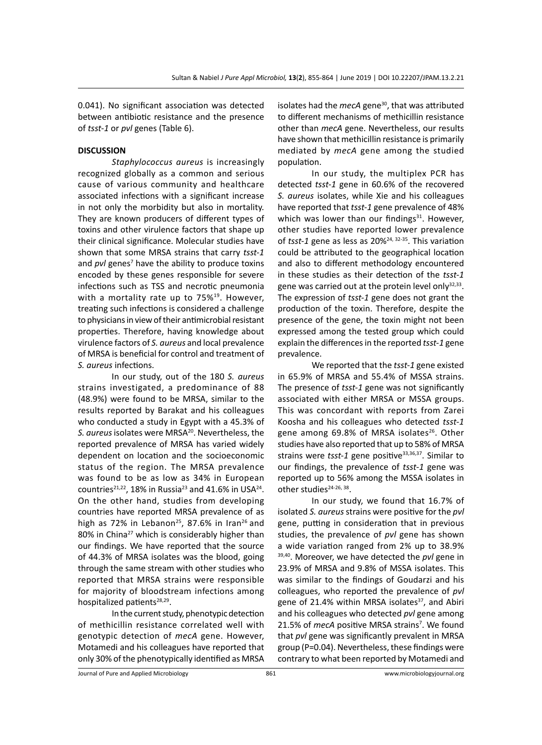0.041). No significant association was detected between antibiotic resistance and the presence of *tsst-1* or *pvl* genes (Table 6).

## DISCUSSION

*Staphylococcus aureus* is increasingly recognized globally as a common and serious cause of various community and healthcare associated infections with a significant increase in not only the morbidity but also in mortality. They are known producers of different types of toxins and other virulence factors that shape up their clinical significance. Molecular studies have shown that some MRSA strains that carry *tsst-1* and *pvl* genes[7] have the ability to produce toxins encoded by these genes responsible for severe infections such as TSS and necrotic pneumonia with a mortality rate up to 75%[19]. However, treating such infections is considered a challenge to physicians in view of their antimicrobial resistant properties. Therefore, having knowledge about virulence factors of *S. aureus* and local prevalence of MRSA is beneficial for control and treatment of *S. aureus* infections.

In our study, out of the 180 *S. aureus* strains investigated, a predominance of 88 (48.9%) were found to be MRSA, similar to the results reported by Barakat and his colleagues who conducted a study in Egypt with a 45.3% of *S. aureus* isolates were MRSA[20]. Nevertheless, the reported prevalence of MRSA has varied widely dependent on location and the socioeconomic status of the region. The MRSA prevalence was found to be as low as 34% in European countries[21,22], 18% in Russia[23] and 41.6% in USA[24]. On the other hand, studies from developing countries have reported MRSA prevalence of as high as 72% in Lebanon[25], 87.6% in Iran[26] and 80% in China[27] which is considerably higher than our findings. We have reported that the source of 44.3% of MRSA isolates was the blood, going through the same stream with other studies who reported that MRSA strains were responsible for majority of bloodstream infections among hospitalized patients[28,29].

In the current study, phenotypic detection of methicillin resistance correlated well with genotypic detection of *mecA* gene. However, Motamedi and his colleagues have reported that only 30% of the phenotypically identified as MRSA isolates had the *mecA* gene[30], that was attributed to different mechanisms of methicillin resistance other than *mecA* gene. Nevertheless, our results have shown that methicillin resistance is primarily mediated by *mecA* gene among the studied population.

In our study, the multiplex PCR has detected *tsst-1* gene in 60.6% of the recovered *S. aureus* isolates, while Xie and his colleagues have reported that *tsst-1* gene prevalence of 48% which was lower than our findings[31]. However, other studies have reported lower prevalence of *tsst-1* gene as less as 20%[24, 32-35]. This variation could be attributed to the geographical location and also to different methodology encountered in these studies as their detection of the *tsst-1* gene was carried out at the protein level only[32,33]. The expression of *tsst-1* gene does not grant the production of the toxin. Therefore, despite the presence of the gene, the toxin might not been expressed among the tested group which could explain the differences in the reported *tsst-1* gene prevalence.

We reported that the *tsst-1* gene existed in 65.9% of MRSA and 55.4% of MSSA strains. The presence of *tsst-1* gene was not significantly associated with either MRSA or MSSA groups. This was concordant with reports from Zarei Koosha and his colleagues who detected *tsst-1* gene among 69.8% of MRSA isolates[26]. Other studies have also reported that up to 58% of MRSA strains were *tsst-1* gene positive[33,36,37]. Similar to our findings, the prevalence of *tsst-1* gene was reported up to 56% among the MSSA isolates in other studies[24-26, 38].

In our study, we found that 16.7% of isolated *S. aureus* strains were positive for the *pvl* gene, putting in consideration that in previous studies, the prevalence of *pvl* gene has shown a wide variation ranged from 2% up to 38.9% [39,40]. Moreover, we have detected the *pvl* gene in 23.9% of MRSA and 9.8% of MSSA isolates. This was similar to the findings of Goudarzi and his colleagues, who reported the prevalence of *pvl* gene of 21.4% within MRSA isolates[37], and Abiri and his colleagues who detected *pvl* gene among 21.5% of *mecA* positive MRSA strains[7]. We found that *pvl* gene was significantly prevalent in MRSA group (P=0.04). Nevertheless, these findings were contrary to what been reported by Motamedi and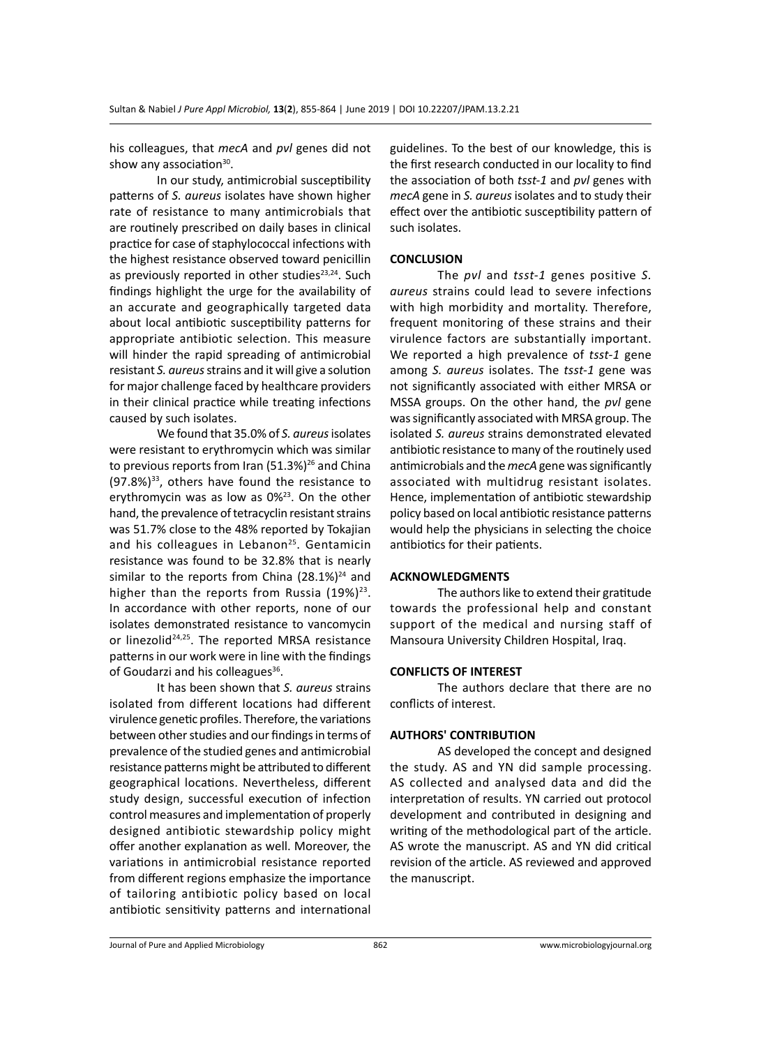his colleagues, that *mecA* and *pvl* genes did not show any association[30].

In our study, antimicrobial susceptibility patterns of *S. aureus* isolates have shown higher rate of resistance to many antimicrobials that are routinely prescribed on daily bases in clinical practice for case of staphylococcal infections with the highest resistance observed toward penicillin as previously reported in other studies[23,24]. Such findings highlight the urge for the availability of an accurate and geographically targeted data about local antibiotic susceptibility patterns for appropriate antibiotic selection. This measure will hinder the rapid spreading of antimicrobial resistant *S. aureus* strains and it will give a solution for major challenge faced by healthcare providers in their clinical practice while treating infections caused by such isolates.

We found that 35.0% of *S. aureus* isolates were resistant to erythromycin which was similar to previous reports from Iran (51.3%)[26] and China (97.8%)[33], others have found the resistance to erythromycin was as low as 0%[23]. On the other hand, the prevalence of tetracyclin resistant strains was 51.7% close to the 48% reported by Tokajian and his colleagues in Lebanon[25]. Gentamicin resistance was found to be 32.8% that is nearly similar to the reports from China (28.1%)[24] and higher than the reports from Russia (19%)[23]. In accordance with other reports, none of our isolates demonstrated resistance to vancomycin or linezolid[24,25]. The reported MRSA resistance patterns in our work were in line with the findings of Goudarzi and his colleagues[36].

It has been shown that *S. aureus* strains isolated from different locations had different virulence genetic profiles. Therefore, the variations between other studies and our findings in terms of prevalence of the studied genes and antimicrobial resistance patterns might be attributed to different geographical locations. Nevertheless, different study design, successful execution of infection control measures and implementation of properly designed antibiotic stewardship policy might offer another explanation as well. Moreover, the variations in antimicrobial resistance reported from different regions emphasize the importance of tailoring antibiotic policy based on local antibiotic sensitivity patterns and international guidelines. To the best of our knowledge, this is the first research conducted in our locality to find the association of both *tsst-1* and *pvl* genes with *mecA* gene in *S. aureus* isolates and to study their effect over the antibiotic susceptibility pattern of such isolates.

## CONCLUSION

The *pvl* and *tsst-1* genes positive *S. aureus* strains could lead to severe infections with high morbidity and mortality. Therefore, frequent monitoring of these strains and their virulence factors are substantially important. We reported a high prevalence of *tsst-1* gene among *S. aureus* isolates. The *tsst-1* gene was not significantly associated with either MRSA or MSSA groups. On the other hand, the *pvl* gene was significantly associated with MRSA group. The isolated *S. aureus* strains demonstrated elevated antibiotic resistance to many of the routinely used antimicrobials and the *mecA* gene was significantly associated with multidrug resistant isolates. Hence, implementation of antibiotic stewardship policy based on local antibiotic resistance patterns would help the physicians in selecting the choice antibiotics for their patients.

## ACKNOWLEDGMENTS

The authors like to extend their gratitude towards the professional help and constant support of the medical and nursing staff of Mansoura University Children Hospital, Iraq.

## CONFLICTS OF INTEREST

The authors declare that there are no conflicts of interest.

## AUTHORS' CONTRIBUTION

AS developed the concept and designed the study. AS and YN did sample processing. AS collected and analysed data and did the interpretation of results. YN carried out protocol development and contributed in designing and writing of the methodological part of the article. AS wrote the manuscript. AS and YN did critical revision of the article. AS reviewed and approved the manuscript.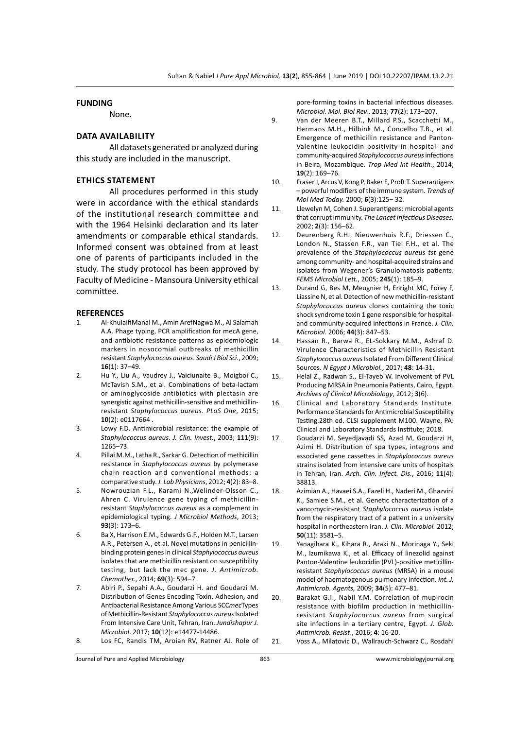## FUNDING

None.

## DATA AVAILABILITY

All datasets generated or analyzed during this study are included in the manuscript.

## ETHICS STATEMENT

All procedures performed in this study were in accordance with the ethical standards of the institutional research committee and with the 1964 Helsinki declaration and its later amendments or comparable ethical standards. Informed consent was obtained from at least one of parents of participants included in the study. The study protocol has been approved by Faculty of Medicine - Mansoura University ethical committee.

## REFERENCES

1. Al-KhulaifiManal M., Amin ArefNagwa M., Al Salamah A.A. Phage typing, PCR amplification for mecA gene, and antibiotic resistance patterns as epidemiologic markers in nosocomial outbreaks of methicillin resistant *Staphylococcus aureus*. *Saudi J Biol Sci.*, 2009; **16**(1): 37–49.
2. Hu Y., Liu A., Vaudrey J., Vaiciunaite B., Moigboi C., McTavish S.M., et al. Combinations of beta-lactam or aminoglycoside antibiotics with plectasin are synergistic against methicillin-sensitive and methicillin-resistant *Staphylococcus aureus*. *PLoS One*, 2015; **10**(2): e0117664 .
3. Lowy F.D. Antimicrobial resistance: the example of *Staphylococcus aureus*. *J. Clin. Invest.*, 2003; **111**(9): 1265–73.
4. Pillai M.M., Latha R., Sarkar G. Detection of methicillin resistance in *Staphylococcus aureus* by polymerase chain reaction and conventional methods: a comparative study. *J. Lab Physicians*, 2012; **4**(2): 83–8.
5. Nowrouzian F.L., Karami N.,Welinder-Olsson C., Ahren C. Virulence gene typing of methicillin-resistant *Staphylococcus aureus* as a complement in epidemiological typing. *J Microbiol Methods*, 2013; **93**(3): 173–6.
6. Ba X, Harrison E.M., Edwards G.F., Holden M.T., Larsen A.R., Petersen A., et al. Novel mutations in penicillin-binding protein genes in clinical *Staphylococcus aureus* isolates that are methicillin resistant on susceptibility testing, but lack the mec gene. *J. Antimicrob. Chemother.*, 2014; **69**(3): 594–7.
7. Abiri P., Sepahi A.A., Goudarzi H. and Goudarzi M. Distribution of Genes Encoding Toxin, Adhesion, and Antibacterial Resistance Among Various SCC*mec*Types of Methicillin-Resistant *Staphylococcus aureus* Isolated From Intensive Care Unit, Tehran, Iran. *Jundishapur J. Microbiol*. 2017; **10**(12): e14477-14486.
8. Los FC, Randis TM, Aroian RV, Ratner AJ. Role of pore-forming toxins in bacterial infectious diseases. *Microbiol. Mol. Biol Rev.*, 2013; **77**(2): 173–207.
9. Van der Meeren B.T., Millard P.S., Scacchetti M., Hermans M.H., Hilbink M., Concelho T.B., et al. Emergence of methicillin resistance and Panton-Valentine leukocidin positivity in hospital- and community-acquired *Staphylococcus aureus* infections in Beira, Mozambique. *Trop Med Int Health.*, 2014; **19**(2): 169–76.
10. Fraser J, Arcus V, Kong P, Baker E, Proft T. Superantigens – powerful modifiers of the immune system. *Trends of Mol Med Today.* 2000; **6**(3):125– 32.
11. Llewelyn M, Cohen J. Superantigens: microbial agents that corrupt immunity. *The Lancet Infectious Diseases.* 2002; **2**(3): 156–62.
12. Deurenberg R.H., Nieuwenhuis R.F., Driessen C., London N., Stassen F.R., van Tiel F.H., et al. The prevalence of the *Staphylococcus aureus tst* gene among community- and hospital-acquired strains and isolates from Wegener's Granulomatosis patients. *FEMS Microbiol Lett.*, 2005; **245**(1): 185–9.
13. Durand G, Bes M, Meugnier H, Enright MC, Forey F, Liassine N, et al. Detection of new methicillin-resistant *Staphylococcus aureus* clones containing the toxic shock syndrome toxin 1 gene responsible for hospital- and community-acquired infections in France. *J. Clin. Microbiol.* 2006; **44**(3): 847–53.
14. Hassan R., Barwa R., EL-Sokkary M.M., Ashraf D. Virulence Characteristics of Methicillin Resistant *Staphylococcus aureus* Isolated From Different Clinical Sources. *N Egypt J Microbiol.*, 2017; **48**: 14-31.
15. Helal Z., Radwan S., El-Tayeb W. Involvement of PVL Producing MRSA in Pneumonia Patients, Cairo, Egypt. *Archives of Clinical Microbiology*, 2012; **3**(6).
16. Clinical and Laboratory Standards Institute. Performance Standards for Antimicrobial Susceptibility Testing.28th ed. CLSI supplement M100. Wayne, PA: Clinical and Laboratory Standards Institute; 2018.
17. Goudarzi M, Seyedjavadi SS, Azad M, Goudarzi H, Azimi H. Distribution of spa types, integrons and associated gene cassettes in *Staphylococcus aureus* strains isolated from intensive care units of hospitals in Tehran, Iran. *Arch. Clin. Infect. Dis.*, 2016; **11**(4): 38813.
18. Azimian A., Havaei S.A., Fazeli H., Naderi M., Ghazvini K., Samiee S.M., et al. Genetic characterization of a vancomycin-resistant *Staphylococcus aureus* isolate from the respiratory tract of a patient in a university hospital in northeastern Iran. *J. Clin. Microbiol.* 2012; **50**(11): 3581–5.
19. Yanagihara K., Kihara R., Araki N., Morinaga Y., Seki M., Izumikawa K., et al. Efficacy of linezolid against Panton-Valentine leukocidin (PVL)-positive meticillin-resistant *Staphylococcus aureus* (MRSA) in a mouse model of haematogenous pulmonary infection. *Int. J. Antimicrob. Agents,* 2009; **34**(5): 477–81.
20. Barakat G.I., Nabil Y.M. Correlation of mupirocin resistance with biofilm production in methicillin-resistant *Staphylococcus aureus* from surgical site infections in a tertiary centre, Egypt. *J. Glob. Antimicrob. Resist*., 2016; **4**: 16-20.
21. Voss A., Milatovic D., Wallrauch-Schwarz C., Rosdahl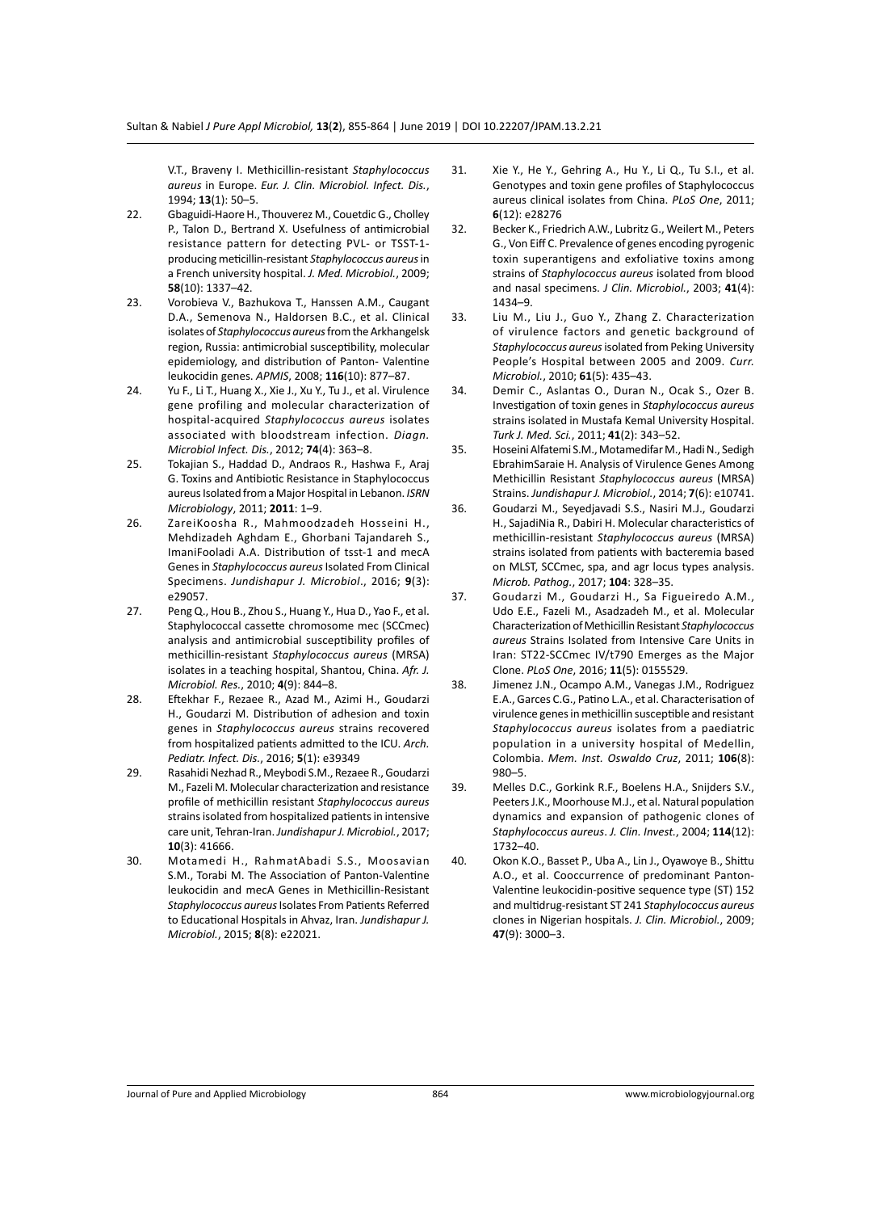V.T., Braveny I. Methicillin-resistant *Staphylococcus aureus* in Europe. *Eur. J. Clin. Microbiol. Infect. Dis.*, 1994; **13**(1): 50–5.

22. Gbaguidi-Haore H., Thouverez M., Couetdic G., Cholley P., Talon D., Bertrand X. Usefulness of antimicrobial resistance pattern for detecting PVL- or TSST-1-producing meticillin-resistant *Staphylococcus aureus* in a French university hospital. *J. Med. Microbiol.*, 2009; **58**(10): 1337–42.
23. Vorobieva V., Bazhukova T., Hanssen A.M., Caugant D.A., Semenova N., Haldorsen B.C., et al. Clinical isolates of *Staphylococcus aureus* from the Arkhangelsk region, Russia: antimicrobial susceptibility, molecular epidemiology, and distribution of Panton- Valentine leukocidin genes. *APMIS*, 2008; **116**(10): 877–87.
24. Yu F., Li T., Huang X., Xie J., Xu Y., Tu J., et al. Virulence gene profiling and molecular characterization of hospital-acquired *Staphylococcus aureus* isolates associated with bloodstream infection. *Diagn. Microbiol Infect. Dis.*, 2012; **74**(4): 363–8.
25. Tokajian S., Haddad D., Andraos R., Hashwa F., Araj G. Toxins and Antibiotic Resistance in Staphylococcus aureus Isolated from a Major Hospital in Lebanon. *ISRN Microbiology*, 2011; **2011**: 1–9.
26. ZareiKoosha R., Mahmoodzadeh Hosseini H., Mehdizadeh Aghdam E., Ghorbani Tajandareh S., ImaniFooladi A.A. Distribution of tsst-1 and mecA Genes in *Staphylococcus aureus* Isolated From Clinical Specimens. *Jundishapur J. Microbiol*., 2016; **9**(3): e29057.
27. Peng Q., Hou B., Zhou S., Huang Y., Hua D., Yao F., et al. Staphylococcal cassette chromosome mec (SCCmec) analysis and antimicrobial susceptibility profiles of methicillin-resistant *Staphylococcus aureus* (MRSA) isolates in a teaching hospital, Shantou, China. *Afr. J. Microbiol. Res.*, 2010; **4**(9): 844–8.
28. Eftekhar F., Rezaee R., Azad M., Azimi H., Goudarzi H., Goudarzi M. Distribution of adhesion and toxin genes in *Staphylococcus aureus* strains recovered from hospitalized patients admitted to the ICU. *Arch. Pediatr. Infect. Dis.*, 2016; **5**(1): e39349
29. Rasahidi Nezhad R., Meybodi S.M., Rezaee R., Goudarzi M., Fazeli M. Molecular characterization and resistance profile of methicillin resistant *Staphylococcus aureus* strains isolated from hospitalized patients in intensive care unit, Tehran-Iran. *Jundishapur J. Microbiol.*, 2017; **10**(3): 41666.
30. Motamedi H., RahmatAbadi S.S., Moosavian S.M., Torabi M. The Association of Panton-Valentine leukocidin and mecA Genes in Methicillin-Resistant *Staphylococcus aureus* Isolates From Patients Referred to Educational Hospitals in Ahvaz, Iran. *Jundishapur J. Microbiol.*, 2015; **8**(8): e22021.
31. Xie Y., He Y., Gehring A., Hu Y., Li Q., Tu S.I., et al. Genotypes and toxin gene profiles of Staphylococcus aureus clinical isolates from China. *PLoS One*, 2011; **6**(12): e28276
32. Becker K., Friedrich A.W., Lubritz G., Weilert M., Peters G., Von Eiff C. Prevalence of genes encoding pyrogenic toxin superantigens and exfoliative toxins among strains of *Staphylococcus aureus* isolated from blood and nasal specimens. *J Clin. Microbiol.*, 2003; **41**(4): 1434–9.
33. Liu M., Liu J., Guo Y., Zhang Z. Characterization of virulence factors and genetic background of *Staphylococcus aureus* isolated from Peking University People's Hospital between 2005 and 2009. *Curr. Microbiol.*, 2010; **61**(5): 435–43.
34. Demir C., Aslantas O., Duran N., Ocak S., Ozer B. Investigation of toxin genes in *Staphylococcus aureus* strains isolated in Mustafa Kemal University Hospital. *Turk J. Med. Sci.*, 2011; **41**(2): 343–52.
35. Hoseini Alfatemi S.M., Motamedifar M., Hadi N., Sedigh EbrahimSaraie H. Analysis of Virulence Genes Among Methicillin Resistant *Staphylococcus aureus* (MRSA) Strains. *Jundishapur J. Microbiol.*, 2014; **7**(6): e10741.
36. Goudarzi M., Seyedjavadi S.S., Nasiri M.J., Goudarzi H., SajadiNia R., Dabiri H. Molecular characteristics of methicillin-resistant *Staphylococcus aureus* (MRSA) strains isolated from patients with bacteremia based on MLST, SCCmec, spa, and agr locus types analysis. *Microb. Pathog.*, 2017; **104**: 328–35.
37. Goudarzi M., Goudarzi H., Sa Figueiredo A.M., Udo E.E., Fazeli M., Asadzadeh M., et al. Molecular Characterization of Methicillin Resistant *Staphylococcus aureus* Strains Isolated from Intensive Care Units in Iran: ST22-SCCmec IV/t790 Emerges as the Major Clone. *PLoS One*, 2016; **11**(5): 0155529.
38. Jimenez J.N., Ocampo A.M., Vanegas J.M., Rodriguez E.A., Garces C.G., Patino L.A., et al. Characterisation of virulence genes in methicillin susceptible and resistant *Staphylococcus aureus* isolates from a paediatric population in a university hospital of Medellin, Colombia. *Mem. Inst. Oswaldo Cruz*, 2011; **106**(8): 980–5.
39. Melles D.C., Gorkink R.F., Boelens H.A., Snijders S.V., Peeters J.K., Moorhouse M.J., et al. Natural population dynamics and expansion of pathogenic clones of *Staphylococcus aureus*. *J. Clin. Invest.*, 2004; **114**(12): 1732–40.
40. Okon K.O., Basset P., Uba A., Lin J., Oyawoye B., Shittu A.O., et al. Cooccurrence of predominant Panton-Valentine leukocidin-positive sequence type (ST) 152 and multidrug-resistant ST 241 *Staphylococcus aureus* clones in Nigerian hospitals. *J. Clin. Microbiol.*, 2009; **47**(9): 3000–3.